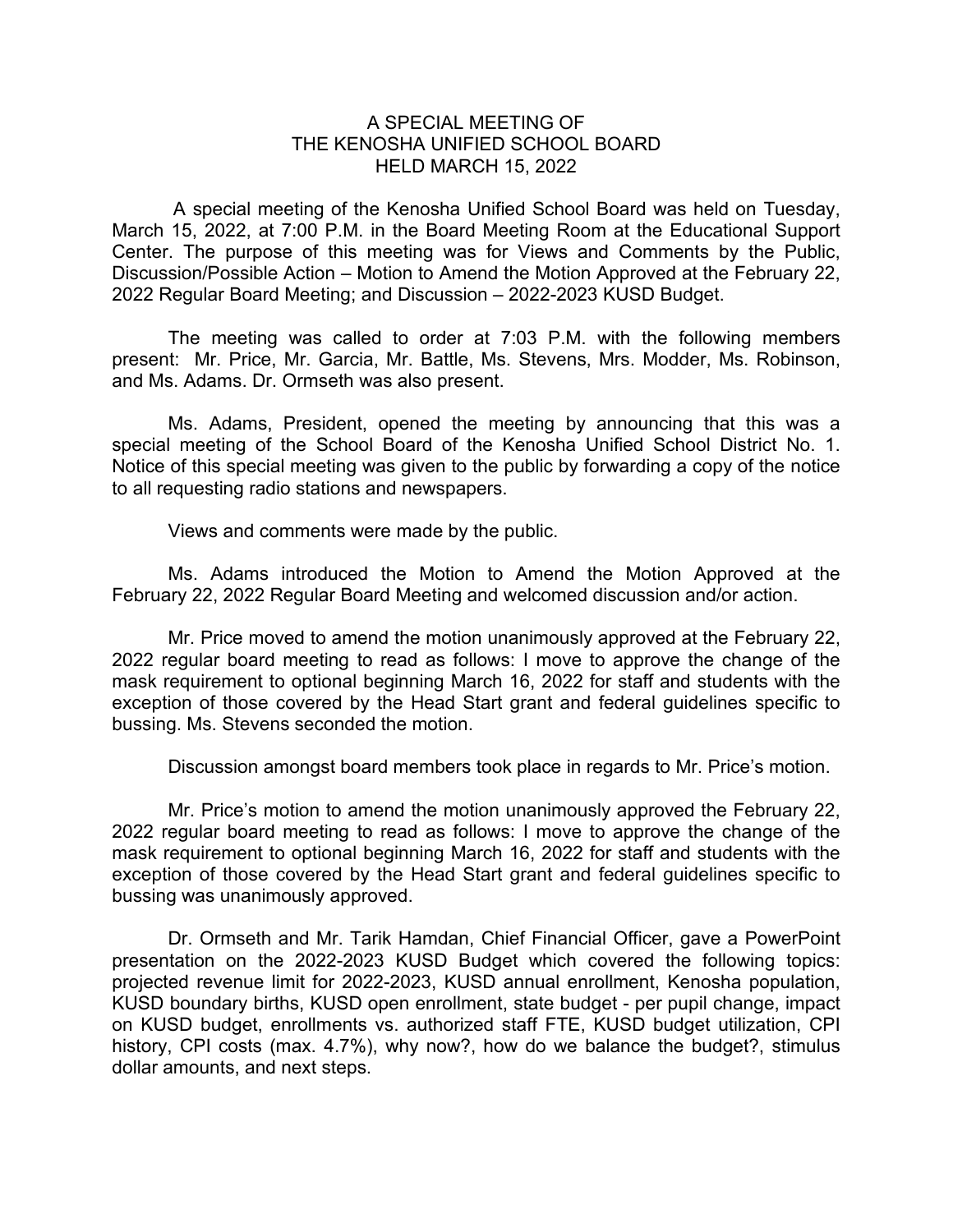# A SPECIAL MEETING OF THE KENOSHA UNIFIED SCHOOL BOARD HELD MARCH 15, 2022

A special meeting of the Kenosha Unified School Board was held on Tuesday, March 15, 2022, at 7:00 P.M. in the Board Meeting Room at the Educational Support Center. The purpose of this meeting was for Views and Comments by the Public, Discussion/Possible Action – Motion to Amend the Motion Approved at the February 22, 2022 Regular Board Meeting; and Discussion – 2022-2023 KUSD Budget.

The meeting was called to order at 7:03 P.M. with the following members present: Mr. Price, Mr. Garcia, Mr. Battle, Ms. Stevens, Mrs. Modder, Ms. Robinson, and Ms. Adams. Dr. Ormseth was also present.

Ms. Adams, President, opened the meeting by announcing that this was a special meeting of the School Board of the Kenosha Unified School District No. 1. Notice of this special meeting was given to the public by forwarding a copy of the notice to all requesting radio stations and newspapers.

Views and comments were made by the public.

Ms. Adams introduced the Motion to Amend the Motion Approved at the February 22, 2022 Regular Board Meeting and welcomed discussion and/or action.

Mr. Price moved to amend the motion unanimously approved at the February 22, 2022 regular board meeting to read as follows: I move to approve the change of the mask requirement to optional beginning March 16, 2022 for staff and students with the exception of those covered by the Head Start grant and federal guidelines specific to bussing. Ms. Stevens seconded the motion.

Discussion amongst board members took place in regards to Mr. Price's motion.

Mr. Price's motion to amend the motion unanimously approved the February 22, 2022 regular board meeting to read as follows: I move to approve the change of the mask requirement to optional beginning March 16, 2022 for staff and students with the exception of those covered by the Head Start grant and federal guidelines specific to bussing was unanimously approved.

Dr. Ormseth and Mr. Tarik Hamdan, Chief Financial Officer, gave a PowerPoint presentation on the 2022-2023 KUSD Budget which covered the following topics: projected revenue limit for 2022-2023, KUSD annual enrollment, Kenosha population, KUSD boundary births, KUSD open enrollment, state budget - per pupil change, impact on KUSD budget, enrollments vs. authorized staff FTE, KUSD budget utilization, CPI history, CPI costs (max. 4.7%), why now?, how do we balance the budget?, stimulus dollar amounts, and next steps.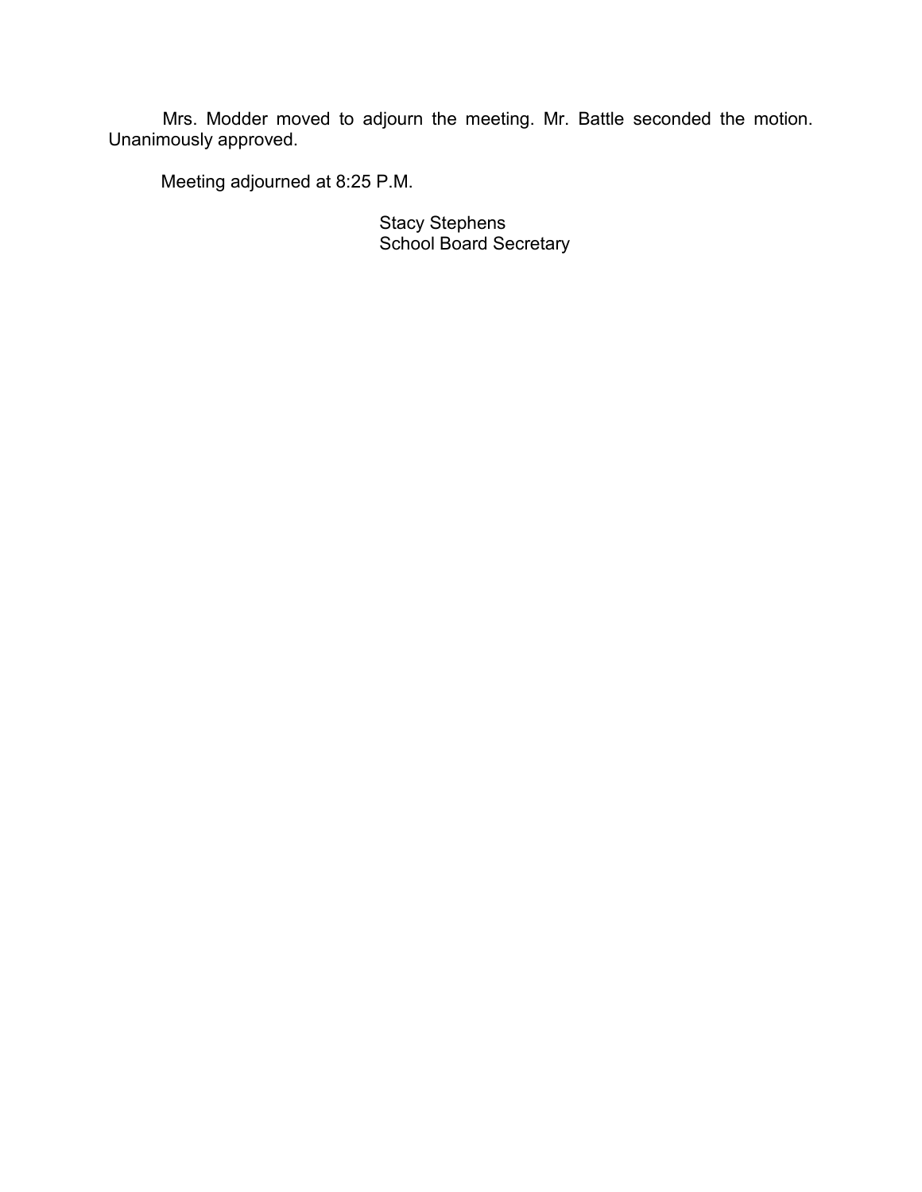Mrs. Modder moved to adjourn the meeting. Mr. Battle seconded the motion. Unanimously approved.

Meeting adjourned at 8:25 P.M.

Stacy Stephens
School Board Secretary